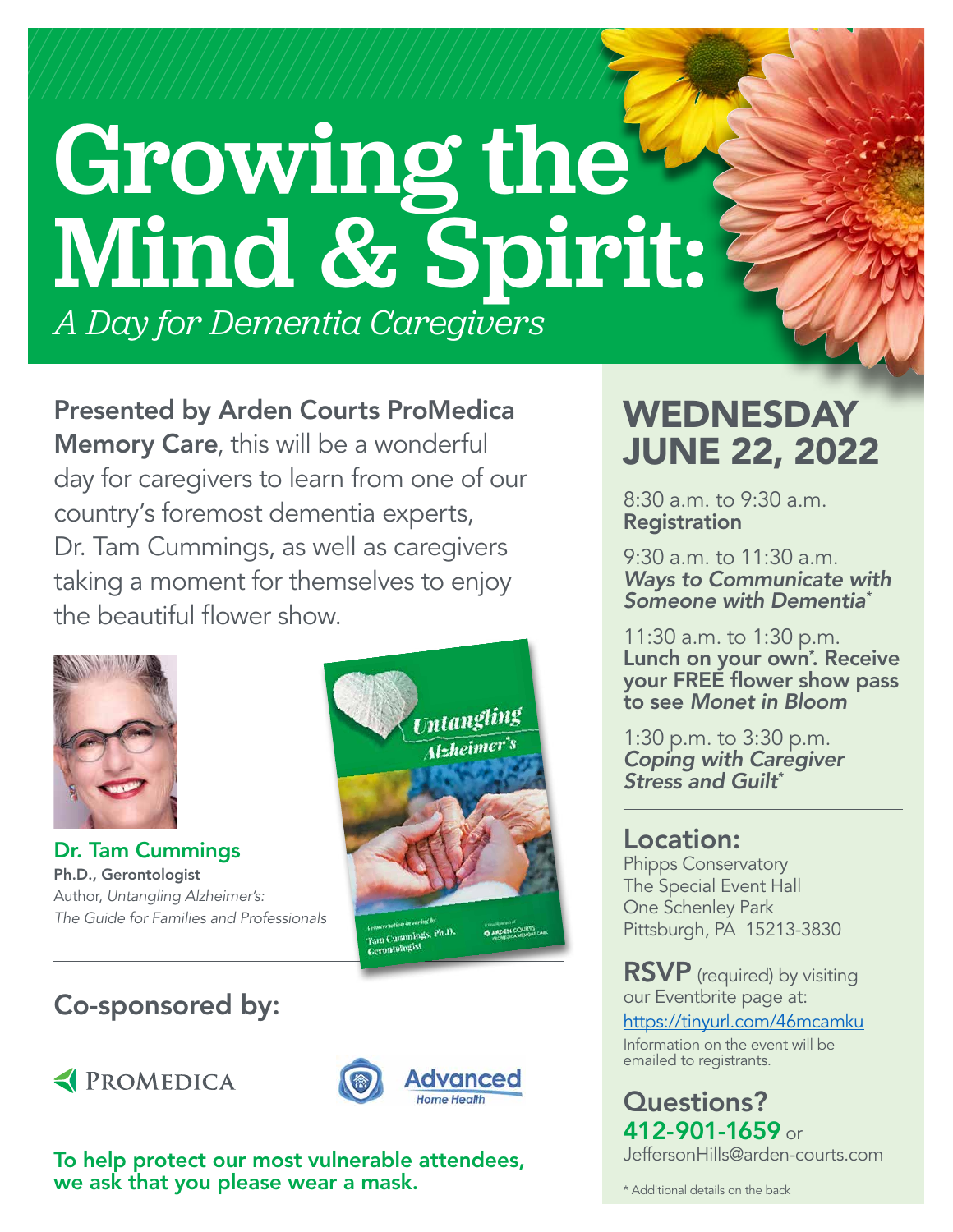# Growing the Mind & Spirit:

*A Day for Dementia Caregivers*

**Presented by Arden Courts ProMedica Memory Care**, this will be a wonderful day for caregivers to learn from one of our country's foremost dementia experts, Dr. Tam Cummings, as well as caregivers taking a moment for themselves to enjoy the beautiful flower show.

**Dr. Tam Cummings**
**Ph.D., Gerontologist**
Author, *Untangling Alzheimer's: The Guide for Families and Professionals*

## Co-sponsored by:

ProMedica

Advanced Home Health

**To help protect our most vulnerable attendees, we ask that you please wear a mask.**

## WEDNESDAY JUNE 22, 2022

8:30 a.m. to 9:30 a.m.
**Registration**

9:30 a.m. to 11:30 a.m.
***Ways to Communicate with Someone with Dementia****

11:30 a.m. to 1:30 p.m.
**Lunch on your own*. Receive your FREE flower show pass to see *Monet in Bloom***

1:30 p.m. to 3:30 p.m.
***Coping with Caregiver Stress and Guilt****

## Location:

Phipps Conservatory
The Special Event Hall
One Schenley Park
Pittsburgh, PA 15213-3830

**RSVP** (required) by visiting our Eventbrite page at:
https://tinyurl.com/46mcamku

Information on the event will be emailed to registrants.

## Questions?

**412-901-1659** or
JeffersonHills@arden-courts.com

\* Additional details on the back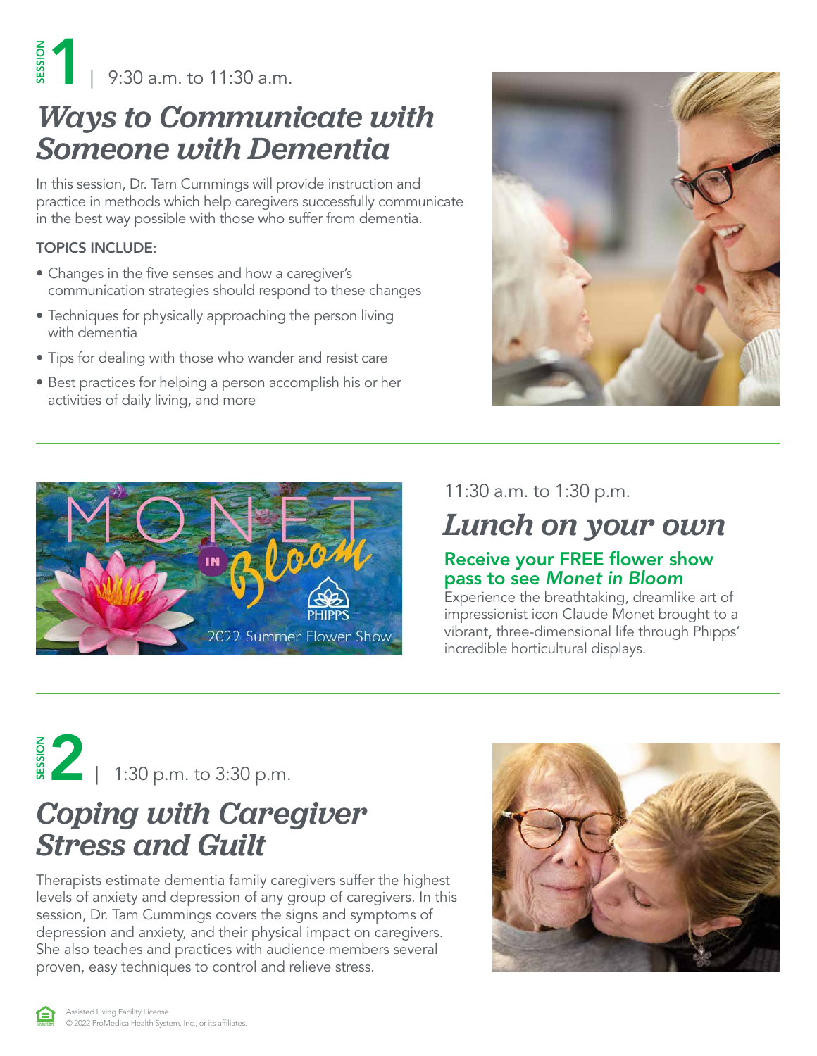SESSION **1** | 9:30 a.m. to 11:30 a.m.

## *Ways to Communicate with Someone with Dementia*

In this session, Dr. Tam Cummings will provide instruction and practice in methods which help caregivers successfully communicate in the best way possible with those who suffer from dementia.

**TOPICS INCLUDE:**

- Changes in the five senses and how a caregiver's communication strategies should respond to these changes
- Techniques for physically approaching the person living with dementia
- Tips for dealing with those who wander and resist care
- Best practices for helping a person accomplish his or her activities of daily living, and more

---

11:30 a.m. to 1:30 p.m.

## *Lunch on your own*

### Receive your FREE flower show pass to see *Monet in Bloom*

Experience the breathtaking, dreamlike art of impressionist icon Claude Monet brought to a vibrant, three-dimensional life through Phipps' incredible horticultural displays.

---

SESSION **2** | 1:30 p.m. to 3:30 p.m.

## *Coping with Caregiver Stress and Guilt*

Therapists estimate dementia family caregivers suffer the highest levels of anxiety and depression of any group of caregivers. In this session, Dr. Tam Cummings covers the signs and symptoms of depression and anxiety, and their physical impact on caregivers. She also teaches and practices with audience members several proven, easy techniques to control and relieve stress.

Assisted Living Facility License
© 2022 ProMedica Health System, Inc., or its affiliates.